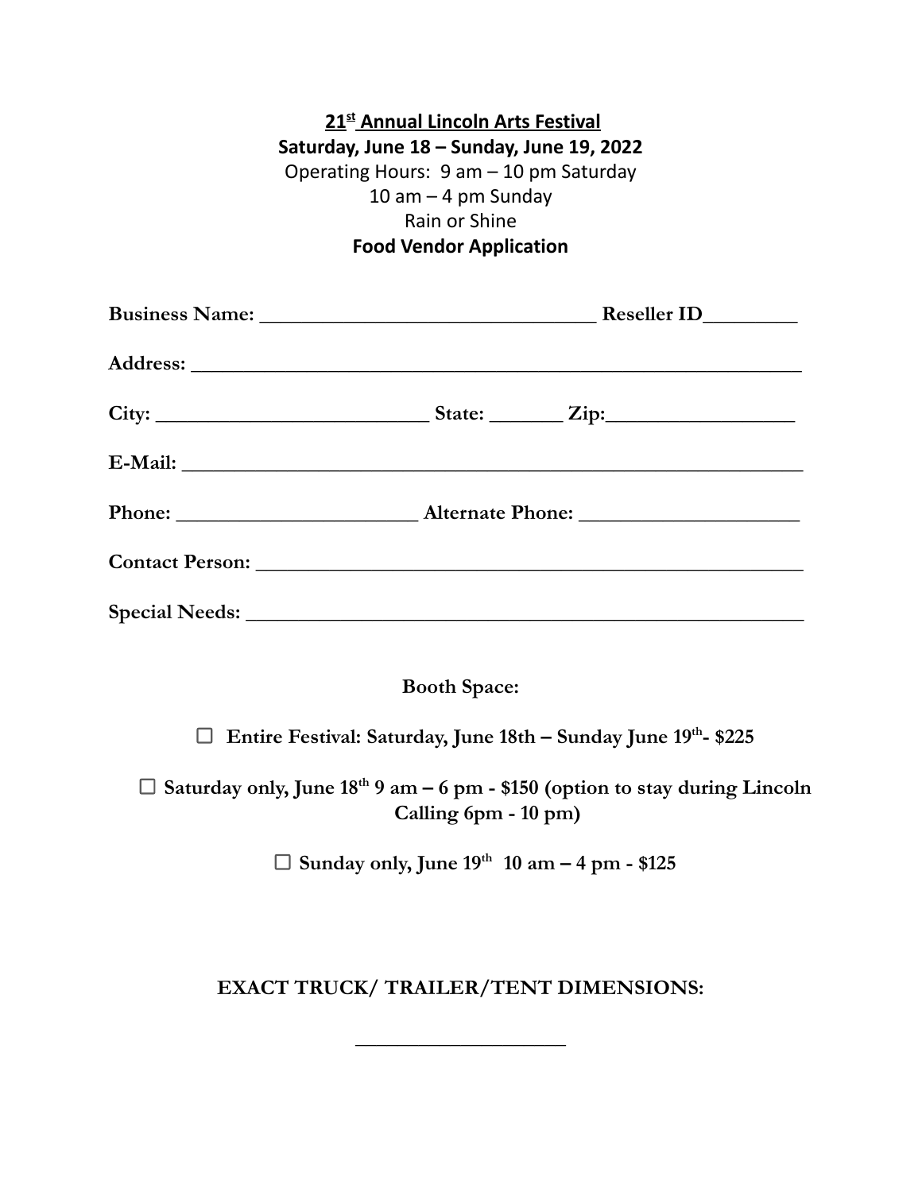**21st Annual Lincoln Arts Festival**

**Saturday, June 18 – Sunday, June 19, 2022**

Operating Hours: 9 am – 10 pm Saturday

10 am – 4 pm Sunday

Rain or Shine

**Food Vendor Application**

**Business Name:** ________________________________ **Reseller ID**_________

**Address:** ____________________________________________________________

**City:** __________________________ **State:** _______ **Zip:**__________________

**E-Mail:** _____________________________________________________________

**Phone:** ______________________ **Alternate Phone:** _____________________

**Contact Person:** ______________________________________________________

**Special Needs:** _______________________________________________________

**Booth Space:**

☐ **Entire Festival: Saturday, June 18th – Sunday June 19th- $225**

☐ **Saturday only, June 18th 9 am – 6 pm - $150 (option to stay during Lincoln Calling 6pm - 10 pm)**

☐ **Sunday only, June 19th 10 am – 4 pm - $125**

**EXACT TRUCK/ TRAILER/TENT DIMENSIONS:**

____________________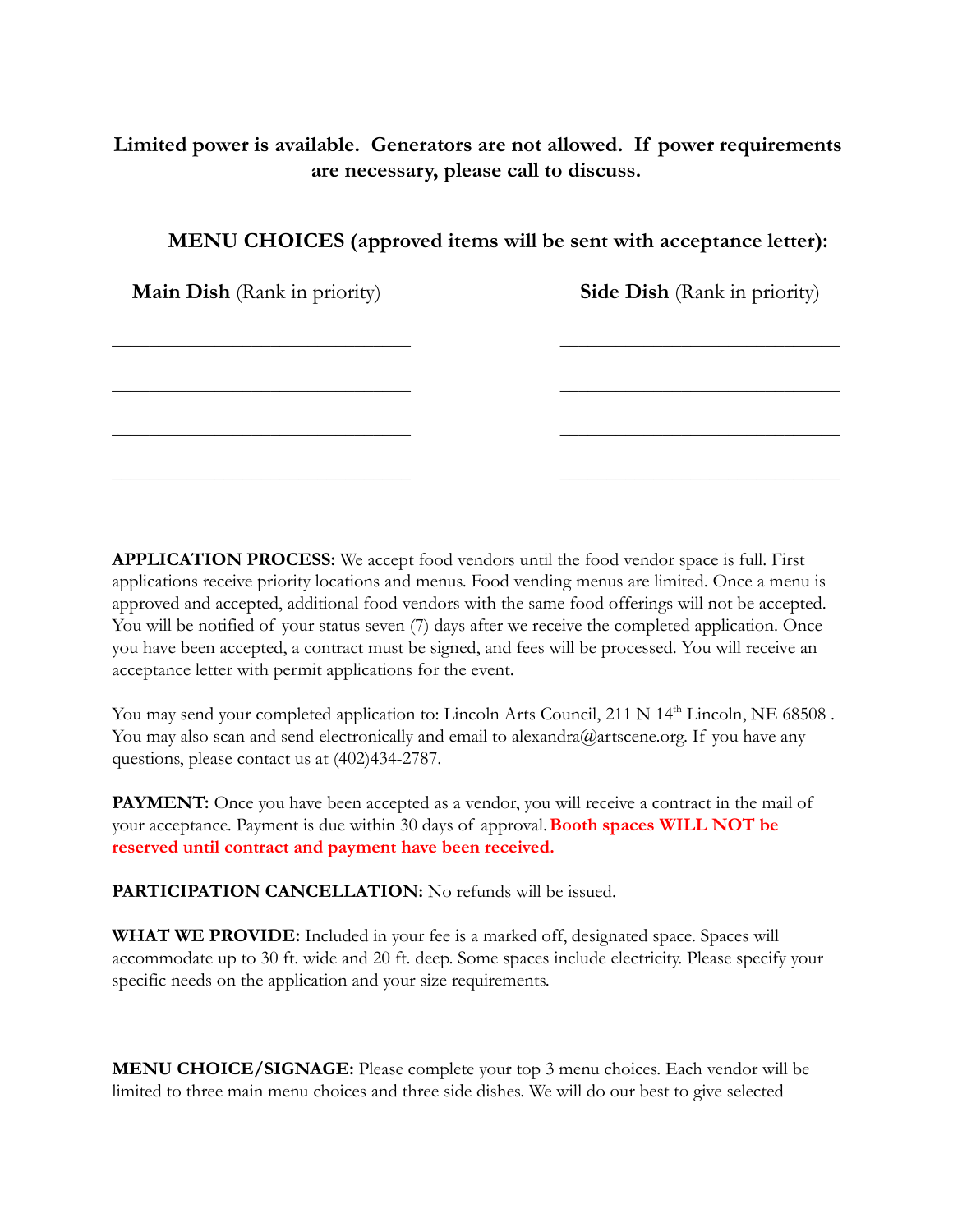**Limited power is available. Generators are not allowed. If power requirements are necessary, please call to discuss.**

**MENU CHOICES (approved items will be sent with acceptance letter):**

| **Main Dish** (Rank in priority) | **Side Dish** (Rank in priority) |
| --- | --- |
| ______________________________ | ______________________________ |
| ______________________________ | ______________________________ |
| ______________________________ | ______________________________ |
| ______________________________ | ______________________________ |

**APPLICATION PROCESS:** We accept food vendors until the food vendor space is full. First applications receive priority locations and menus. Food vending menus are limited. Once a menu is approved and accepted, additional food vendors with the same food offerings will not be accepted. You will be notified of your status seven (7) days after we receive the completed application. Once you have been accepted, a contract must be signed, and fees will be processed. You will receive an acceptance letter with permit applications for the event.

You may send your completed application to: Lincoln Arts Council, 211 N 14th Lincoln, NE 68508 . You may also scan and send electronically and email to alexandra@artscene.org. If you have any questions, please contact us at (402)434-2787.

**PAYMENT:** Once you have been accepted as a vendor, you will receive a contract in the mail of your acceptance. Payment is due within 30 days of approval. **Booth spaces WILL NOT be reserved until contract and payment have been received.**

**PARTICIPATION CANCELLATION:** No refunds will be issued.

**WHAT WE PROVIDE:** Included in your fee is a marked off, designated space. Spaces will accommodate up to 30 ft. wide and 20 ft. deep. Some spaces include electricity. Please specify your specific needs on the application and your size requirements.

**MENU CHOICE/SIGNAGE:** Please complete your top 3 menu choices. Each vendor will be limited to three main menu choices and three side dishes. We will do our best to give selected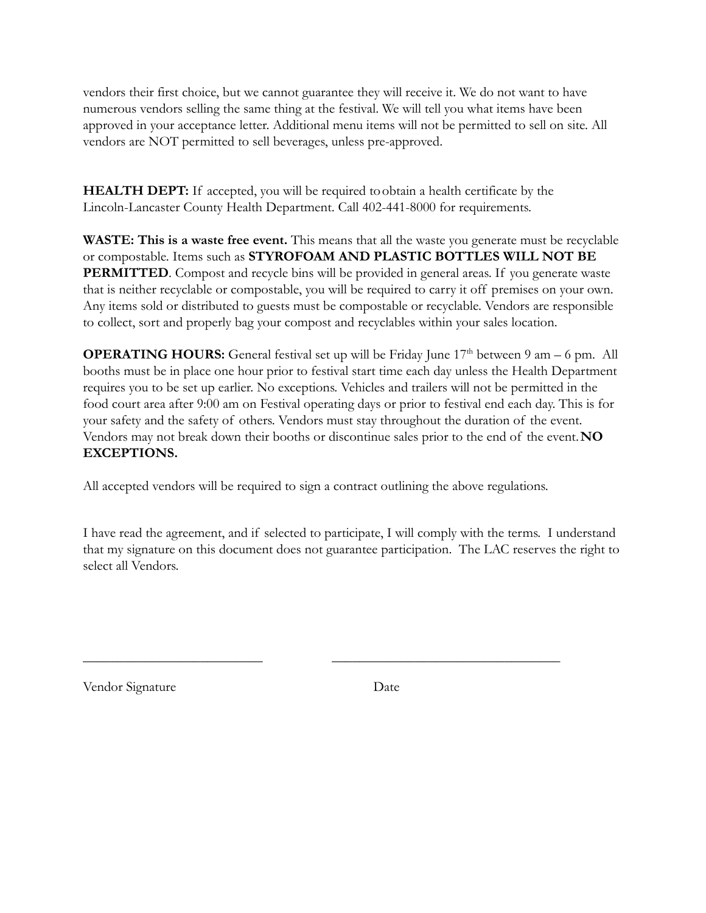vendors their first choice, but we cannot guarantee they will receive it. We do not want to have numerous vendors selling the same thing at the festival. We will tell you what items have been approved in your acceptance letter. Additional menu items will not be permitted to sell on site. All vendors are NOT permitted to sell beverages, unless pre-approved.

**HEALTH DEPT:** If accepted, you will be required to obtain a health certificate by the Lincoln-Lancaster County Health Department. Call 402-441-8000 for requirements.

**WASTE: This is a waste free event.** This means that all the waste you generate must be recyclable or compostable. Items such as **STYROFOAM AND PLASTIC BOTTLES WILL NOT BE PERMITTED**. Compost and recycle bins will be provided in general areas. If you generate waste that is neither recyclable or compostable, you will be required to carry it off premises on your own. Any items sold or distributed to guests must be compostable or recyclable. Vendors are responsible to collect, sort and properly bag your compost and recyclables within your sales location.

**OPERATING HOURS:** General festival set up will be Friday June 17th between 9 am – 6 pm. All booths must be in place one hour prior to festival start time each day unless the Health Department requires you to be set up earlier. No exceptions. Vehicles and trailers will not be permitted in the food court area after 9:00 am on Festival operating days or prior to festival end each day. This is for your safety and the safety of others. Vendors must stay throughout the duration of the event. Vendors may not break down their booths or discontinue sales prior to the end of the event. **NO EXCEPTIONS.**

All accepted vendors will be required to sign a contract outlining the above regulations.

I have read the agreement, and if selected to participate, I will comply with the terms. I understand that my signature on this document does not guarantee participation. The LAC reserves the right to select all Vendors.

___________________________ ___________________________________

Vendor Signature Date